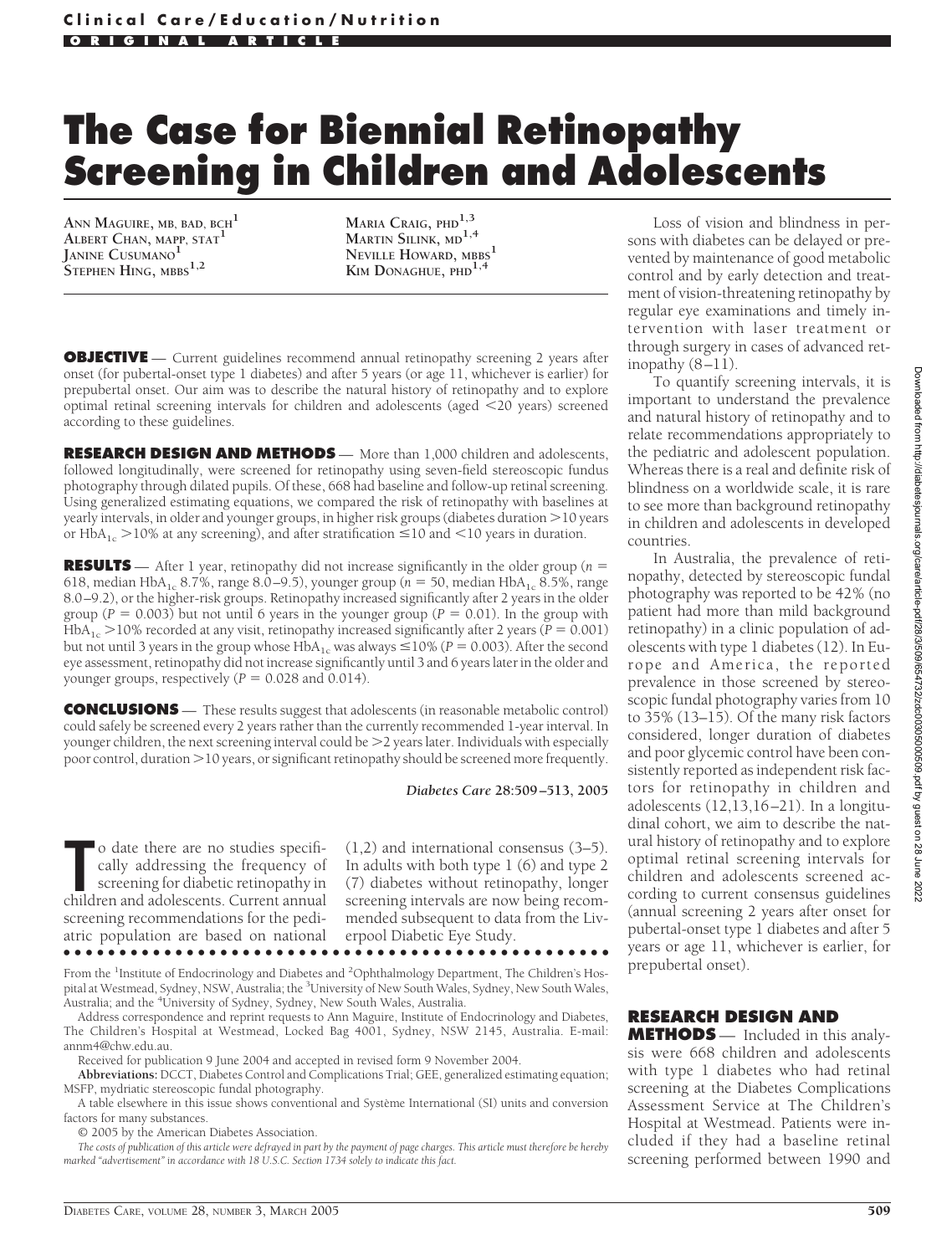Clinical Care/Education/Nutrition

ORIGINAL ARTICLE

# The Case for Biennial Retinopathy Screening in Children and Adolescents

ANN MAGUIRE, MB, BAD, BCH[1]
ALBERT CHAN, MAPP, STAT[1]
JANINE CUSUMANO[1]
STEPHEN HING, MBBS[1,2]
MARIA CRAIG, PHD[1,3]
MARTIN SILINK, MD[1,4]
NEVILLE HOWARD, MBBS[1]
KIM DONAGHUE, PHD[1,4]

**OBJECTIVE** — Current guidelines recommend annual retinopathy screening 2 years after onset (for pubertal-onset type 1 diabetes) and after 5 years (or age 11, whichever is earlier) for prepubertal onset. Our aim was to describe the natural history of retinopathy and to explore optimal retinal screening intervals for children and adolescents (aged <20 years) screened according to these guidelines.

**RESEARCH DESIGN AND METHODS** — More than 1,000 children and adolescents, followed longitudinally, were screened for retinopathy using seven-field stereoscopic fundus photography through dilated pupils. Of these, 668 had baseline and follow-up retinal screening. Using generalized estimating equations, we compared the risk of retinopathy with baselines at yearly intervals, in older and younger groups, in higher risk groups (diabetes duration >10 years or $HbA_{1c}$ >10% at any screening), and after stratification ≤10 and <10 years in duration.

**RESULTS** — After 1 year, retinopathy did not increase significantly in the older group ($n$ = 618, median $HbA_{1c}$ 8.7%, range 8.0–9.5), younger group ($n$ = 50, median $HbA_{1c}$ 8.5%, range 8.0–9.2), or the higher-risk groups. Retinopathy increased significantly after 2 years in the older group ($P$ = 0.003) but not until 6 years in the younger group ($P$ = 0.01). In the group with $HbA_{1c}$ >10% recorded at any visit, retinopathy increased significantly after 2 years ($P$ = 0.001) but not until 3 years in the group whose $HbA_{1c}$ was always ≤10% ($P$ = 0.003). After the second eye assessment, retinopathy did not increase significantly until 3 and 6 years later in the older and younger groups, respectively ($P$ = 0.028 and 0.014).

**CONCLUSIONS** — These results suggest that adolescents (in reasonable metabolic control) could safely be screened every 2 years rather than the currently recommended 1-year interval. In younger children, the next screening interval could be >2 years later. Individuals with especially poor control, duration >10 years, or significant retinopathy should be screened more frequently.

*Diabetes Care* 28:509–513, 2005

To date there are no studies specifically addressing the frequency of screening for diabetic retinopathy in children and adolescents. Current annual screening recommendations for the pediatric population are based on national (1,2) and international consensus (3–5). In adults with both type 1 (6) and type 2 (7) diabetes without retinopathy, longer screening intervals are now being recommended subsequent to data from the Liverpool Diabetic Eye Study.

From the [1]Institute of Endocrinology and Diabetes and [2]Ophthalmology Department, The Children's Hospital at Westmead, Sydney, NSW, Australia; the [3]University of New South Wales, Sydney, New South Wales, Australia; and the [4]University of Sydney, Sydney, New South Wales, Australia.

Address correspondence and reprint requests to Ann Maguire, Institute of Endocrinology and Diabetes, The Children's Hospital at Westmead, Locked Bag 4001, Sydney, NSW 2145, Australia. E-mail: annm4@chw.edu.au.

Received for publication 9 June 2004 and accepted in revised form 9 November 2004.

**Abbreviations:** DCCT, Diabetes Control and Complications Trial; GEE, generalized estimating equation; MSFP, mydriatic stereoscopic fundal photography.

A table elsewhere in this issue shows conventional and Système International (SI) units and conversion factors for many substances.

© 2005 by the American Diabetes Association.

*The costs of publication of this article were defrayed in part by the payment of page charges. This article must therefore be hereby marked "advertisement" in accordance with 18 U.S.C. Section 1734 solely to indicate this fact.*

Loss of vision and blindness in persons with diabetes can be delayed or prevented by maintenance of good metabolic control and by early detection and treatment of vision-threatening retinopathy by regular eye examinations and timely intervention with laser treatment or through surgery in cases of advanced retinopathy (8–11).

To quantify screening intervals, it is important to understand the prevalence and natural history of retinopathy and to relate recommendations appropriately to the pediatric and adolescent population. Whereas there is a real and definite risk of blindness on a worldwide scale, it is rare to see more than background retinopathy in children and adolescents in developed countries.

In Australia, the prevalence of retinopathy, detected by stereoscopic fundal photography was reported to be 42% (no patient had more than mild background retinopathy) in a clinic population of adolescents with type 1 diabetes (12). In Europe and America, the reported prevalence in those screened by stereoscopic fundal photography varies from 10 to 35% (13–15). Of the many risk factors considered, longer duration of diabetes and poor glycemic control have been consistently reported as independent risk factors for retinopathy in children and adolescents (12,13,16–21). In a longitudinal cohort, we aim to describe the natural history of retinopathy and to explore optimal retinal screening intervals for children and adolescents screened according to current consensus guidelines (annual screening 2 years after onset for pubertal-onset type 1 diabetes and after 5 years or age 11, whichever is earlier, for prepubertal onset).

## RESEARCH DESIGN AND METHODS

— Included in this analysis were 668 children and adolescents with type 1 diabetes who had retinal screening at the Diabetes Complications Assessment Service at The Children's Hospital at Westmead. Patients were included if they had a baseline retinal screening performed between 1990 and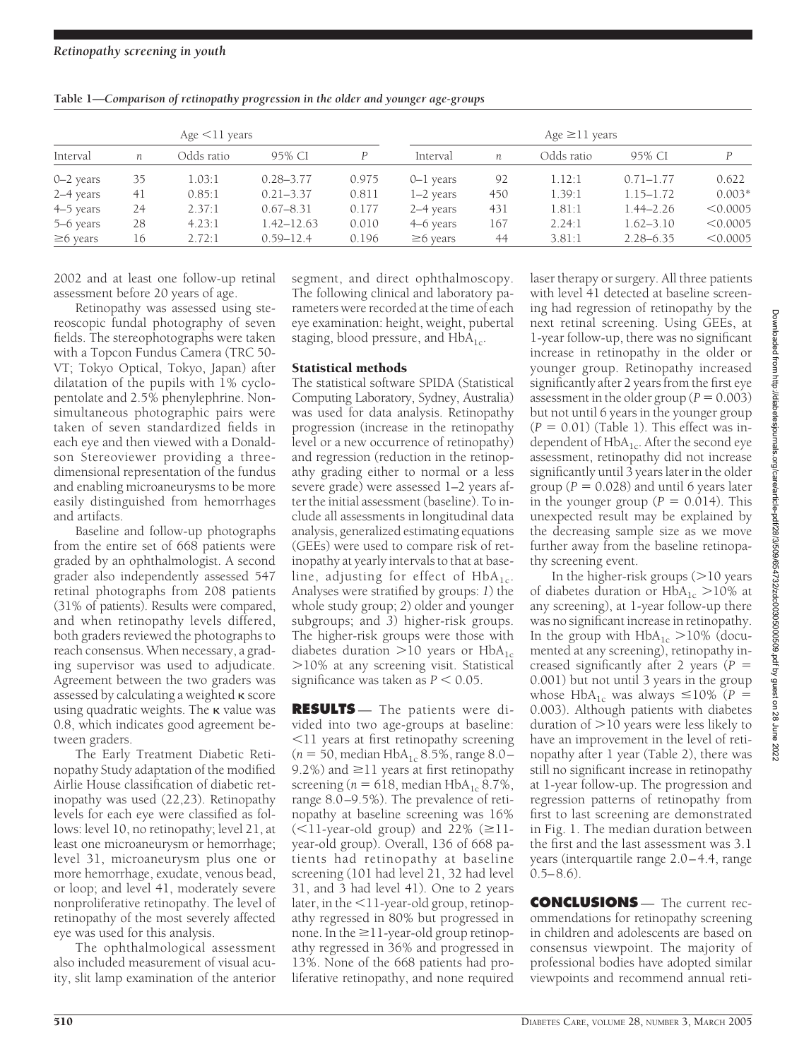**Table 1—Comparison of retinopathy progression in the older and younger age-groups**

| Age <11 years | | | | | Age ≥11 years | | | | |
|---|---|---|---|---|---|---|---|---|---|
| Interval | $n$ | Odds ratio | 95% CI | $P$ | Interval | $n$ | Odds ratio | 95% CI | $P$ |
| 0–2 years | 35 | 1.03:1 | 0.28–3.77 | 0.975 | 0–1 years | 92 | 1.12:1 | 0.71–1.77 | 0.622 |
| 2–4 years | 41 | 0.85:1 | 0.21–3.37 | 0.811 | 1–2 years | 450 | 1.39:1 | 1.15–1.72 | 0.003* |
| 4–5 years | 24 | 2.37:1 | 0.67–8.31 | 0.177 | 2–4 years | 431 | 1.81:1 | 1.44–2.26 | <0.0005 |
| 5–6 years | 28 | 4.23:1 | 1.42–12.63 | 0.010 | 4–6 years | 167 | 2.24:1 | 1.62–3.10 | <0.0005 |
| ≥6 years | 16 | 2.72:1 | 0.59–12.4 | 0.196 | ≥6 years | 44 | 3.81:1 | 2.28–6.35 | <0.0005 |

2002 and at least one follow-up retinal assessment before 20 years of age.

Retinopathy was assessed using stereoscopic fundal photography of seven fields. The stereophotographs were taken with a Topcon Fundus Camera (TRC 50-VT; Tokyo Optical, Tokyo, Japan) after dilatation of the pupils with 1% cyclopentolate and 2.5% phenylephrine. Nonsimultaneous photographic pairs were taken of seven standardized fields in each eye and then viewed with a Donaldson Stereoviewer providing a three-dimensional representation of the fundus and enabling microaneurysms to be more easily distinguished from hemorrhages and artifacts.

Baseline and follow-up photographs from the entire set of 668 patients were graded by an ophthalmologist. A second grader also independently assessed 547 retinal photographs from 208 patients (31% of patients). Results were compared, and when retinopathy levels differed, both graders reviewed the photographs to reach consensus. When necessary, a grading supervisor was used to adjudicate. Agreement between the two graders was assessed by calculating a weighted $\kappa$ score using quadratic weights. The $\kappa$ value was 0.8, which indicates good agreement between graders.

The Early Treatment Diabetic Retinopathy Study adaptation of the modified Airlie House classification of diabetic retinopathy was used (22,23). Retinopathy levels for each eye were classified as follows: level 10, no retinopathy; level 21, at least one microaneurysm or hemorrhage; level 31, microaneurysm plus one or more hemorrhage, exudate, venous bead, or loop; and level 41, moderately severe nonproliferative retinopathy. The level of retinopathy of the most severely affected eye was used for this analysis.

The ophthalmological assessment also included measurement of visual acuity, slit lamp examination of the anterior segment, and direct ophthalmoscopy. The following clinical and laboratory parameters were recorded at the time of each eye examination: height, weight, pubertal staging, blood pressure, and $HbA_{1c}$.

### Statistical methods

The statistical software SPIDA (Statistical Computing Laboratory, Sydney, Australia) was used for data analysis. Retinopathy progression (increase in the retinopathy level or a new occurrence of retinopathy) and regression (reduction in the retinopathy grading either to normal or a less severe grade) were assessed 1–2 years after the initial assessment (baseline). To include all assessments in longitudinal data analysis, generalized estimating equations (GEEs) were used to compare risk of retinopathy at yearly intervals to that at baseline, adjusting for effect of $HbA_{1c}$. Analyses were stratified by groups: *1*) the whole study group; *2*) older and younger subgroups; and *3*) higher-risk groups. The higher-risk groups were those with diabetes duration >10 years or $HbA_{1c}$ >10% at any screening visit. Statistical significance was taken as $P < 0.05$.

## RESULTS

The patients were divided into two age-groups at baseline: <11 years at first retinopathy screening ($n = 50$, median $HbA_{1c}$ 8.5%, range 8.0–9.2%) and ≥11 years at first retinopathy screening ($n = 618$, median $HbA_{1c}$ 8.7%, range 8.0–9.5%). The prevalence of retinopathy at baseline screening was 16% (<11-year-old group) and 22% (≥11-year-old group). Overall, 136 of 668 patients had retinopathy at baseline screening (101 had level 21, 32 had level 31, and 3 had level 41). One to 2 years later, in the <11-year-old group, retinopathy regressed in 80% but progressed in none. In the ≥11-year-old group retinopathy regressed in 36% and progressed in 13%. None of the 668 patients had proliferative retinopathy, and none required laser therapy or surgery. All three patients with level 41 detected at baseline screening had regression of retinopathy by the next retinal screening. Using GEEs, at 1-year follow-up, there was no significant increase in retinopathy in the older or younger group. Retinopathy increased significantly after 2 years from the first eye assessment in the older group ($P = 0.003$) but not until 6 years in the younger group ($P = 0.01$) (Table 1). This effect was independent of $HbA_{1c}$. After the second eye assessment, retinopathy did not increase significantly until 3 years later in the older group ($P = 0.028$) and until 6 years later in the younger group ($P = 0.014$). This unexpected result may be explained by the decreasing sample size as we move further away from the baseline retinopathy screening event.

In the higher-risk groups (>10 years of diabetes duration or $HbA_{1c}$ >10% at any screening), at 1-year follow-up there was no significant increase in retinopathy. In the group with $HbA_{1c}$ >10% (documented at any screening), retinopathy increased significantly after 2 years ($P = 0.001$) but not until 3 years in the group whose $HbA_{1c}$ was always ≤10% ($P = 0.003$). Although patients with diabetes duration of >10 years were less likely to have an improvement in the level of retinopathy after 1 year (Table 2), there was still no significant increase in retinopathy at 1-year follow-up. The progression and regression patterns of retinopathy from first to last screening are demonstrated in Fig. 1. The median duration between the first and the last assessment was 3.1 years (interquartile range 2.0–4.4, range 0.5–8.6).

## CONCLUSIONS

The current recommendations for retinopathy screening in children and adolescents are based on consensus viewpoint. The majority of professional bodies have adopted similar viewpoints and recommend annual reti-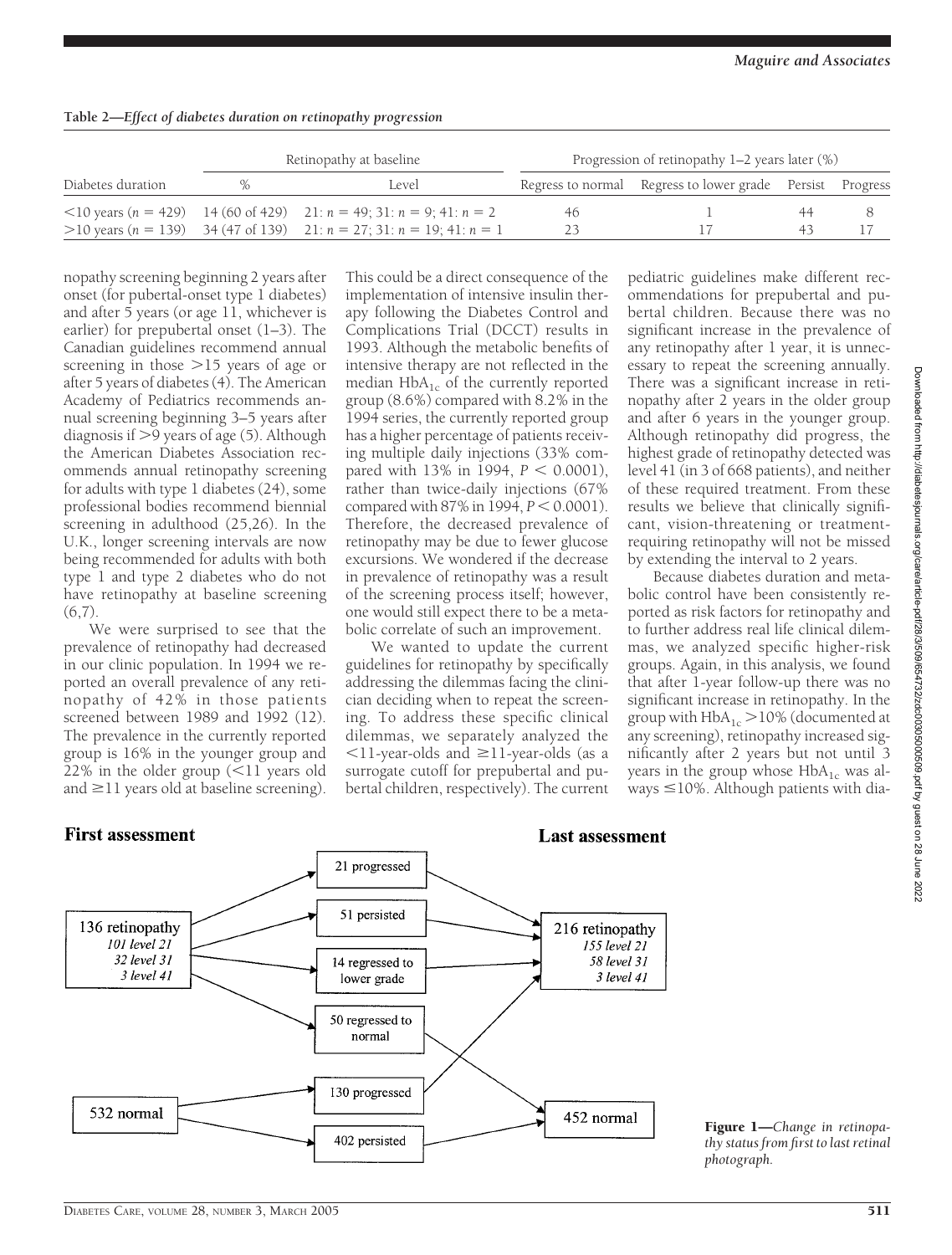**Table 2—*Effect of diabetes duration on retinopathy progression***

| Diabetes duration | Retinopathy at baseline | | Progression of retinopathy 1–2 years later (%) | | | |
|---|---|---|---|---|---|---|
| | % | Level | Regress to normal | Regress to lower grade | Persist | Progress |
| <10 years ($n$ = 429) | 14 (60 of 429) | 21: $n$ = 49; 31: $n$ = 9; 41: $n$ = 2 | 46 | 1 | 44 | 8 |
| >10 years ($n$ = 139) | 34 (47 of 139) | 21: $n$ = 27; 31: $n$ = 19; 41: $n$ = 1 | 23 | 17 | 43 | 17 |

nopathy screening beginning 2 years after onset (for pubertal-onset type 1 diabetes) and after 5 years (or age 11, whichever is earlier) for prepubertal onset (1–3). The Canadian guidelines recommend annual screening in those >15 years of age or after 5 years of diabetes (4). The American Academy of Pediatrics recommends annual screening beginning 3–5 years after diagnosis if >9 years of age (5). Although the American Diabetes Association recommends annual retinopathy screening for adults with type 1 diabetes (24), some professional bodies recommend biennial screening in adulthood (25,26). In the U.K., longer screening intervals are now being recommended for adults with both type 1 and type 2 diabetes who do not have retinopathy at baseline screening (6,7).

We were surprised to see that the prevalence of retinopathy had decreased in our clinic population. In 1994 we reported an overall prevalence of any retinopathy of 42% in those patients screened between 1989 and 1992 (12). The prevalence in the currently reported group is 16% in the younger group and 22% in the older group (<11 years old and ≥11 years old at baseline screening). This could be a direct consequence of the implementation of intensive insulin therapy following the Diabetes Control and Complications Trial (DCCT) results in 1993. Although the metabolic benefits of intensive therapy are not reflected in the median $HbA_{1c}$ of the currently reported group (8.6%) compared with 8.2% in the 1994 series, the currently reported group has a higher percentage of patients receiving multiple daily injections (33% compared with 13% in 1994, $P < 0.0001$), rather than twice-daily injections (67% compared with 87% in 1994, $P < 0.0001$). Therefore, the decreased prevalence of retinopathy may be due to fewer glucose excursions. We wondered if the decrease in prevalence of retinopathy was a result of the screening process itself; however, one would still expect there to be a metabolic correlate of such an improvement.

We wanted to update the current guidelines for retinopathy by specifically addressing the dilemmas facing the clinician deciding when to repeat the screening. To address these specific clinical dilemmas, we separately analyzed the <11-year-olds and ≥11-year-olds (as a surrogate cutoff for prepubertal and pubertal children, respectively). The current pediatric guidelines make different recommendations for prepubertal and pubertal children. Because there was no significant increase in the prevalence of any retinopathy after 1 year, it is unnecessary to repeat the screening annually. There was a significant increase in retinopathy after 2 years in the older group and after 6 years in the younger group. Although retinopathy did progress, the highest grade of retinopathy detected was level 41 (in 3 of 668 patients), and neither of these required treatment. From these results we believe that clinically significant, vision-threatening or treatment-requiring retinopathy will not be missed by extending the interval to 2 years.

Because diabetes duration and metabolic control have been consistently reported as risk factors for retinopathy and to further address real life clinical dilemmas, we analyzed specific higher-risk groups. Again, in this analysis, we found that after 1-year follow-up there was no significant increase in retinopathy. In the group with $HbA_{1c}$ >10% (documented at any screening), retinopathy increased significantly after 2 years but not until 3 years in the group whose $HbA_{1c}$ was always ≤10%. Although patients with dia-

**First assessment** → **Last assessment**

- 136 retinopathy (101 level 21; 32 level 31; 3 level 41): 21 progressed; 51 persisted; 14 regressed to lower grade; 50 regressed to normal
- 532 normal: 130 progressed; 402 persisted
- 216 retinopathy (155 level 21; 58 level 31; 3 level 41)
- 452 normal

**Figure 1**—*Change in retinopathy status from first to last retinal photograph.*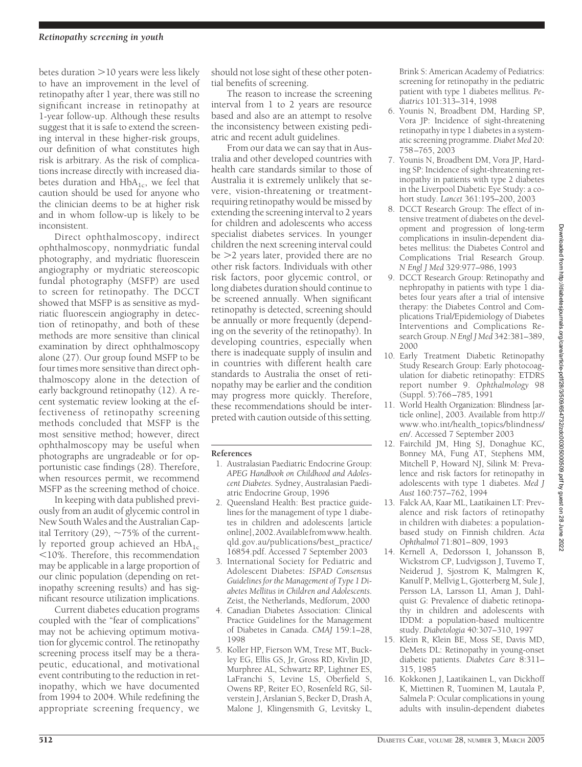betes duration >10 years were less likely to have an improvement in the level of retinopathy after 1 year, there was still no significant increase in retinopathy at 1-year follow-up. Although these results suggest that it is safe to extend the screening interval in these higher-risk groups, our definition of what constitutes high risk is arbitrary. As the risk of complications increase directly with increased diabetes duration and $HbA_{1c}$, we feel that caution should be used for anyone who the clinician deems to be at higher risk and in whom follow-up is likely to be inconsistent.

Direct ophthalmoscopy, indirect ophthalmoscopy, nonmydriatic fundal photography, and mydriatic fluorescein angiography or mydriatic stereoscopic fundal photography (MSFP) are used to screen for retinopathy. The DCCT showed that MSFP is as sensitive as mydriatic fluorescein angiography in detection of retinopathy, and both of these methods are more sensitive than clinical examination by direct ophthalmoscopy alone (27). Our group found MSFP to be four times more sensitive than direct ophthalmoscopy alone in the detection of early background retinopathy (12). A recent systematic review looking at the effectiveness of retinopathy screening methods concluded that MSFP is the most sensitive method; however, direct ophthalmoscopy may be useful when photographs are ungradeable or for opportunistic case findings (28). Therefore, when resources permit, we recommend MSFP as the screening method of choice.

In keeping with data published previously from an audit of glycemic control in New South Wales and the Australian Capital Territory (29), ~75% of the currently reported group achieved an $HbA_{1c}$ <10%. Therefore, this recommendation may be applicable in a large proportion of our clinic population (depending on retinopathy screening results) and has significant resource utilization implications.

Current diabetes education programs coupled with the "fear of complications" may not be achieving optimum motivation for glycemic control. The retinopathy screening process itself may be a therapeutic, educational, and motivational event contributing to the reduction in retinopathy, which we have documented from 1994 to 2004. While redefining the appropriate screening frequency, we should not lose sight of these other potential benefits of screening.

The reason to increase the screening interval from 1 to 2 years are resource based and also are an attempt to resolve the inconsistency between existing pediatric and recent adult guidelines.

From our data we can say that in Australia and other developed countries with health care standards similar to those of Australia it is extremely unlikely that severe, vision-threatening or treatment-requiring retinopathy would be missed by extending the screening interval to 2 years for children and adolescents who access specialist diabetes services. In younger children the next screening interval could be >2 years later, provided there are no other risk factors. Individuals with other risk factors, poor glycemic control, or long diabetes duration should continue to be screened annually. When significant retinopathy is detected, screening should be annually or more frequently (depending on the severity of the retinopathy). In developing countries, especially when there is inadequate supply of insulin and in countries with different health care standards to Australia the onset of retinopathy may be earlier and the condition may progress more quickly. Therefore, these recommendations should be interpreted with caution outside of this setting.

## References

1. Australasian Paediatric Endocrine Group: *APEG Handbook on Childhood and Adolescent Diabetes.* Sydney, Australasian Paediatric Endocrine Group, 1996
2. Queensland Health: Best practice guidelines for the management of type 1 diabetes in children and adolescents [article online], 2002. Available from www.health.qld.gov.au/publications/best_practice/16854.pdf. Accessed 7 September 2003
3. International Society for Pediatric and Adolescent Diabetes: *ISPAD Consensus Guidelines for the Management of Type 1 Diabetes Mellitus in Children and Adolescents.* Zeist, the Netherlands, Medforum, 2000
4. Canadian Diabetes Association: Clinical Practice Guidelines for the Management of Diabetes in Canada. *CMAJ* 159:1–28, 1998
5. Koller HP, Fierson WM, Trese MT, Buckley EG, Ellis GS, Jr, Gross RD, Kivlin JD, Murphree AL, Schwartz RP, Lightner ES, LaFranchi S, Levine LS, Oberfield S, Owens RP, Reiter EO, Rosenfeld RG, Silverstein J, Arslanian S, Becker D, Drash A, Malone J, Klingensmith G, Levitsky L, Brink S: American Academy of Pediatrics: screening for retinopathy in the pediatric patient with type 1 diabetes mellitus. *Pediatrics* 101:313–314, 1998
6. Younis N, Broadbent DM, Harding SP, Vora JP: Incidence of sight-threatening retinopathy in type 1 diabetes in a systematic screening programme. *Diabet Med* 20: 758–765, 2003
7. Younis N, Broadbent DM, Vora JP, Harding SP: Incidence of sight-threatening retinopathy in patients with type 2 diabetes in the Liverpool Diabetic Eye Study: a cohort study. *Lancet* 361:195–200, 2003
8. DCCT Research Group: The effect of intensive treatment of diabetes on the development and progression of long-term complications in insulin-dependent diabetes mellitus: the Diabetes Control and Complications Trial Research Group. *N Engl J Med* 329:977–986, 1993
9. DCCT Research Group: Retinopathy and nephropathy in patients with type 1 diabetes four years after a trial of intensive therapy: the Diabetes Control and Complications Trial/Epidemiology of Diabetes Interventions and Complications Research Group. *N Engl J Med* 342:381–389, 2000
10. Early Treatment Diabetic Retinopathy Study Research Group: Early photocoagulation for diabetic retinopathy: ETDRS report number 9. *Ophthalmology* 98 (Suppl. 5):766–785, 1991
11. World Health Organization: Blindness [article online], 2003. Available from http://www.who.int/health_topics/blindness/en/. Accessed 7 September 2003
12. Fairchild JM, Hing SJ, Donaghue KC, Bonney MA, Fung AT, Stephens MM, Mitchell P, Howard NJ, Silink M: Prevalence and risk factors for retinopathy in adolescents with type 1 diabetes. *Med J Aust* 160:757–762, 1994
13. Falck AA, Kaar ML, Laatikainen LT: Prevalence and risk factors of retinopathy in children with diabetes: a population-based study on Finnish children. *Acta Ophthalmol* 71:801–809, 1993
14. Kernell A, Dedorsson I, Johansson B, Wickstrom CP, Ludvigsson J, Tuvemo T, Neiderud J, Sjostrom K, Malmgren K, Kanulf P, Mellvig L, Gjotterberg M, Sule J, Persson LA, Larsson LI, Aman J, Dahlquist G: Prevalence of diabetic retinopathy in children and adolescents with IDDM: a population-based multicentre study. *Diabetologia* 40:307–310, 1997
15. Klein R, Klein BE, Moss SE, Davis MD, DeMets DL: Retinopathy in young-onset diabetic patients. *Diabetes Care* 8:311–315, 1985
16. Kokkonen J, Laatikainen L, van Dickhoff K, Miettinen R, Tuominen M, Lautala P, Salmela P: Ocular complications in young adults with insulin-dependent diabetes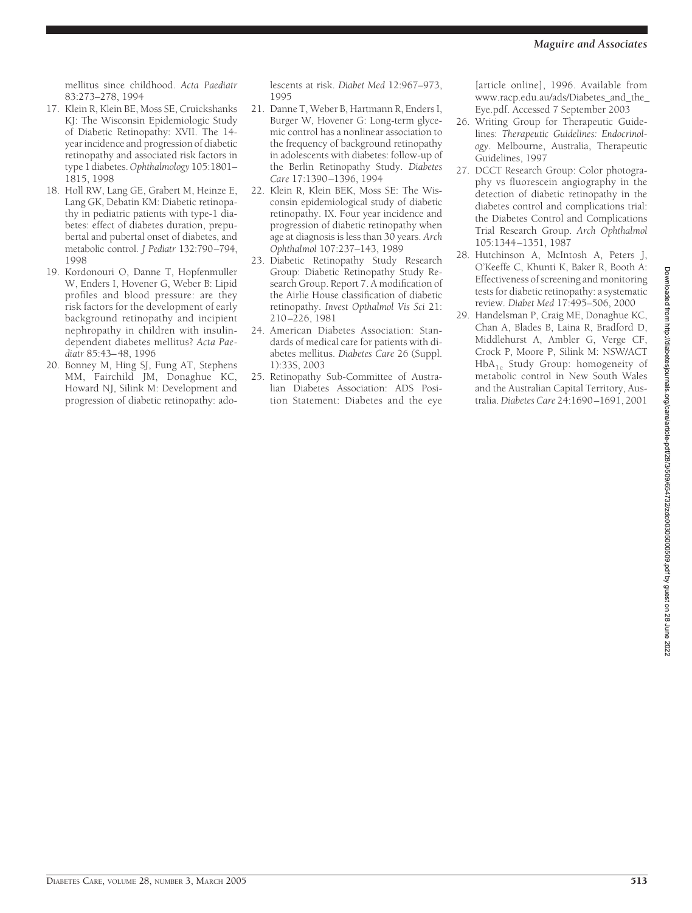mellitus since childhood. *Acta Paediatr* 83:273–278, 1994

17. Klein R, Klein BE, Moss SE, Cruickshanks KJ: The Wisconsin Epidemiologic Study of Diabetic Retinopathy: XVII. The 14-year incidence and progression of diabetic retinopathy and associated risk factors in type 1 diabetes. *Ophthalmology* 105:1801–1815, 1998
18. Holl RW, Lang GE, Grabert M, Heinze E, Lang GK, Debatin KM: Diabetic retinopathy in pediatric patients with type-1 diabetes: effect of diabetes duration, prepubertal and pubertal onset of diabetes, and metabolic control. *J Pediatr* 132:790–794, 1998
19. Kordonouri O, Danne T, Hopfenmuller W, Enders I, Hovener G, Weber B: Lipid profiles and blood pressure: are they risk factors for the development of early background retinopathy and incipient nephropathy in children with insulin-dependent diabetes mellitus? *Acta Paediatr* 85:43–48, 1996
20. Bonney M, Hing SJ, Fung AT, Stephens MM, Fairchild JM, Donaghue KC, Howard NJ, Silink M: Development and progression of diabetic retinopathy: adolescents at risk. *Diabet Med* 12:967–973, 1995
21. Danne T, Weber B, Hartmann R, Enders I, Burger W, Hovener G: Long-term glycemic control has a nonlinear association to the frequency of background retinopathy in adolescents with diabetes: follow-up of the Berlin Retinopathy Study. *Diabetes Care* 17:1390–1396, 1994
22. Klein R, Klein BEK, Moss SE: The Wisconsin epidemiological study of diabetic retinopathy. IX. Four year incidence and progression of diabetic retinopathy when age at diagnosis is less than 30 years. *Arch Ophthalmol* 107:237–143, 1989
23. Diabetic Retinopathy Study Research Group: Diabetic Retinopathy Study Research Group. Report 7. A modification of the Airlie House classification of diabetic retinopathy. *Invest Opthalmol Vis Sci* 21: 210–226, 1981
24. American Diabetes Association: Standards of medical care for patients with diabetes mellitus. *Diabetes Care* 26 (Suppl. 1):33S, 2003
25. Retinopathy Sub-Committee of Australian Diabetes Association: ADS Position Statement: Diabetes and the eye [article online], 1996. Available from www.racp.edu.au/ads/Diabetes_and_the_Eye.pdf. Accessed 7 September 2003
26. Writing Group for Therapeutic Guidelines: *Therapeutic Guidelines: Endocrinology*. Melbourne, Australia, Therapeutic Guidelines, 1997
27. DCCT Research Group: Color photography vs fluorescein angiography in the detection of diabetic retinopathy in the diabetes control and complications trial: the Diabetes Control and Complications Trial Research Group. *Arch Ophthalmol* 105:1344–1351, 1987
28. Hutchinson A, McIntosh A, Peters J, O'Keeffe C, Khunti K, Baker R, Booth A: Effectiveness of screening and monitoring tests for diabetic retinopathy: a systematic review. *Diabet Med* 17:495–506, 2000
29. Handelsman P, Craig ME, Donaghue KC, Chan A, Blades B, Laina R, Bradford D, Middlehurst A, Ambler G, Verge CF, Crock P, Moore P, Silink M: NSW/ACT $HbA_{1c}$ Study Group: homogeneity of metabolic control in New South Wales and the Australian Capital Territory, Australia. *Diabetes Care* 24:1690–1691, 2001